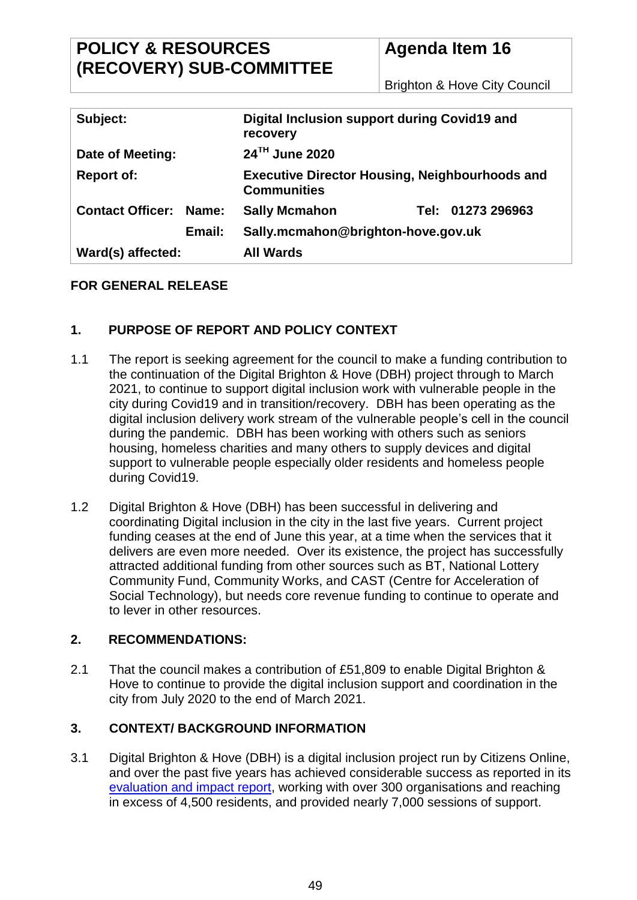| POLICY & RESOURCES (RECOVERY) SUB-COMMITTEE | Agenda Item 16 |
|---|---|
| | Brighton & Hove City Council |

| | | | |
|---|---|---|---|
| **Subject:** | | **Digital Inclusion support during Covid19 and recovery** | |
| **Date of Meeting:** | | **24TH June 2020** | |
| **Report of:** | | **Executive Director Housing, Neighbourhoods and Communities** | |
| **Contact Officer:** | **Name:** | **Sally Mcmahon** | **Tel: 01273 296963** |
| | **Email:** | **Sally.mcmahon@brighton-hove.gov.uk** | |
| **Ward(s) affected:** | | **All Wards** | |

**FOR GENERAL RELEASE**

## 1. PURPOSE OF REPORT AND POLICY CONTEXT

1.1 The report is seeking agreement for the council to make a funding contribution to the continuation of the Digital Brighton & Hove (DBH) project through to March 2021, to continue to support digital inclusion work with vulnerable people in the city during Covid19 and in transition/recovery. DBH has been operating as the digital inclusion delivery work stream of the vulnerable people's cell in the council during the pandemic. DBH has been working with others such as seniors housing, homeless charities and many others to supply devices and digital support to vulnerable people especially older residents and homeless people during Covid19.

1.2 Digital Brighton & Hove (DBH) has been successful in delivering and coordinating Digital inclusion in the city in the last five years. Current project funding ceases at the end of June this year, at a time when the services that it delivers are even more needed. Over its existence, the project has successfully attracted additional funding from other sources such as BT, National Lottery Community Fund, Community Works, and CAST (Centre for Acceleration of Social Technology), but needs core revenue funding to continue to operate and to lever in other resources.

## 2. RECOMMENDATIONS:

2.1 That the council makes a contribution of £51,809 to enable Digital Brighton & Hove to continue to provide the digital inclusion support and coordination in the city from July 2020 to the end of March 2021.

## 3. CONTEXT/ BACKGROUND INFORMATION

3.1 Digital Brighton & Hove (DBH) is a digital inclusion project run by Citizens Online, and over the past five years has achieved considerable success as reported in its evaluation and impact report, working with over 300 organisations and reaching in excess of 4,500 residents, and provided nearly 7,000 sessions of support.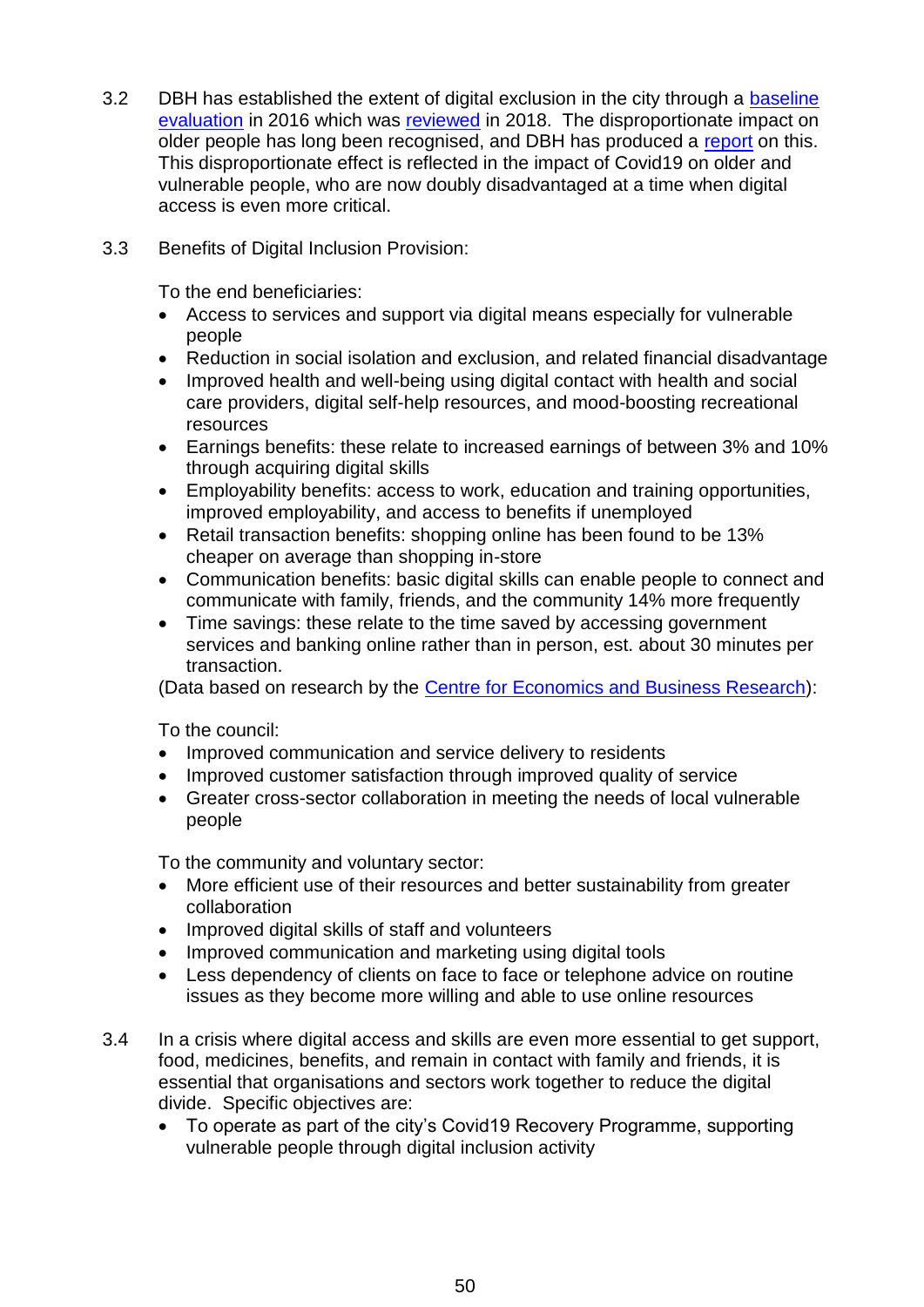3.2 DBH has established the extent of digital exclusion in the city through a baseline evaluation in 2016 which was reviewed in 2018. The disproportionate impact on older people has long been recognised, and DBH has produced a report on this. This disproportionate effect is reflected in the impact of Covid19 on older and vulnerable people, who are now doubly disadvantaged at a time when digital access is even more critical.

3.3 Benefits of Digital Inclusion Provision:

To the end beneficiaries:

- Access to services and support via digital means especially for vulnerable people
- Reduction in social isolation and exclusion, and related financial disadvantage
- Improved health and well-being using digital contact with health and social care providers, digital self-help resources, and mood-boosting recreational resources
- Earnings benefits: these relate to increased earnings of between 3% and 10% through acquiring digital skills
- Employability benefits: access to work, education and training opportunities, improved employability, and access to benefits if unemployed
- Retail transaction benefits: shopping online has been found to be 13% cheaper on average than shopping in-store
- Communication benefits: basic digital skills can enable people to connect and communicate with family, friends, and the community 14% more frequently
- Time savings: these relate to the time saved by accessing government services and banking online rather than in person, est. about 30 minutes per transaction.

(Data based on research by the Centre for Economics and Business Research):

To the council:

- Improved communication and service delivery to residents
- Improved customer satisfaction through improved quality of service
- Greater cross-sector collaboration in meeting the needs of local vulnerable people

To the community and voluntary sector:

- More efficient use of their resources and better sustainability from greater collaboration
- Improved digital skills of staff and volunteers
- Improved communication and marketing using digital tools
- Less dependency of clients on face to face or telephone advice on routine issues as they become more willing and able to use online resources

3.4 In a crisis where digital access and skills are even more essential to get support, food, medicines, benefits, and remain in contact with family and friends, it is essential that organisations and sectors work together to reduce the digital divide. Specific objectives are:

- To operate as part of the city's Covid19 Recovery Programme, supporting vulnerable people through digital inclusion activity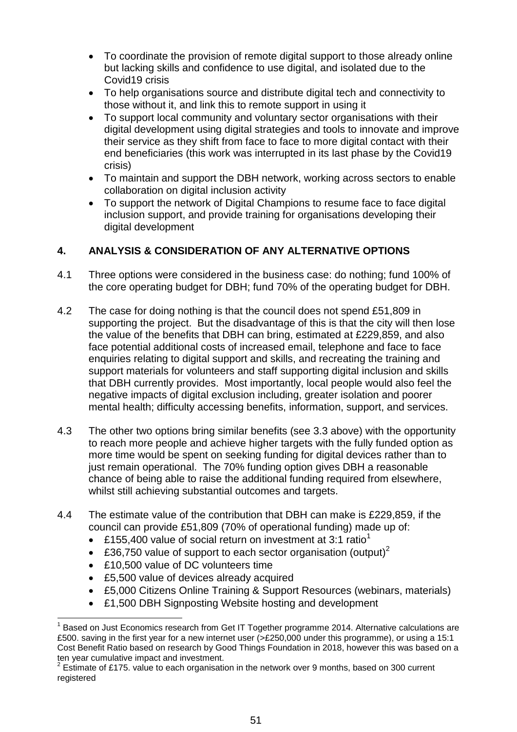- To coordinate the provision of remote digital support to those already online but lacking skills and confidence to use digital, and isolated due to the Covid19 crisis
- To help organisations source and distribute digital tech and connectivity to those without it, and link this to remote support in using it
- To support local community and voluntary sector organisations with their digital development using digital strategies and tools to innovate and improve their service as they shift from face to face to more digital contact with their end beneficiaries (this work was interrupted in its last phase by the Covid19 crisis)
- To maintain and support the DBH network, working across sectors to enable collaboration on digital inclusion activity
- To support the network of Digital Champions to resume face to face digital inclusion support, and provide training for organisations developing their digital development

## 4. ANALYSIS & CONSIDERATION OF ANY ALTERNATIVE OPTIONS

4.1 Three options were considered in the business case: do nothing; fund 100% of the core operating budget for DBH; fund 70% of the operating budget for DBH.

4.2 The case for doing nothing is that the council does not spend £51,809 in supporting the project. But the disadvantage of this is that the city will then lose the value of the benefits that DBH can bring, estimated at £229,859, and also face potential additional costs of increased email, telephone and face to face enquiries relating to digital support and skills, and recreating the training and support materials for volunteers and staff supporting digital inclusion and skills that DBH currently provides. Most importantly, local people would also feel the negative impacts of digital exclusion including, greater isolation and poorer mental health; difficulty accessing benefits, information, support, and services.

4.3 The other two options bring similar benefits (see 3.3 above) with the opportunity to reach more people and achieve higher targets with the fully funded option as more time would be spent on seeking funding for digital devices rather than to just remain operational. The 70% funding option gives DBH a reasonable chance of being able to raise the additional funding required from elsewhere, whilst still achieving substantial outcomes and targets.

4.4 The estimate value of the contribution that DBH can make is £229,859, if the council can provide £51,809 (70% of operational funding) made up of:

- £155,400 value of social return on investment at 3:1 ratio[1]
- £36,750 value of support to each sector organisation (output)[2]
- £10,500 value of DC volunteers time
- £5,500 value of devices already acquired
- £5,000 Citizens Online Training & Support Resources (webinars, materials)
- £1,500 DBH Signposting Website hosting and development

---

[1] Based on Just Economics research from Get IT Together programme 2014. Alternative calculations are £500. saving in the first year for a new internet user (>£250,000 under this programme), or using a 15:1 Cost Benefit Ratio based on research by Good Things Foundation in 2018, however this was based on a ten year cumulative impact and investment.

[2] Estimate of £175. value to each organisation in the network over 9 months, based on 300 current registered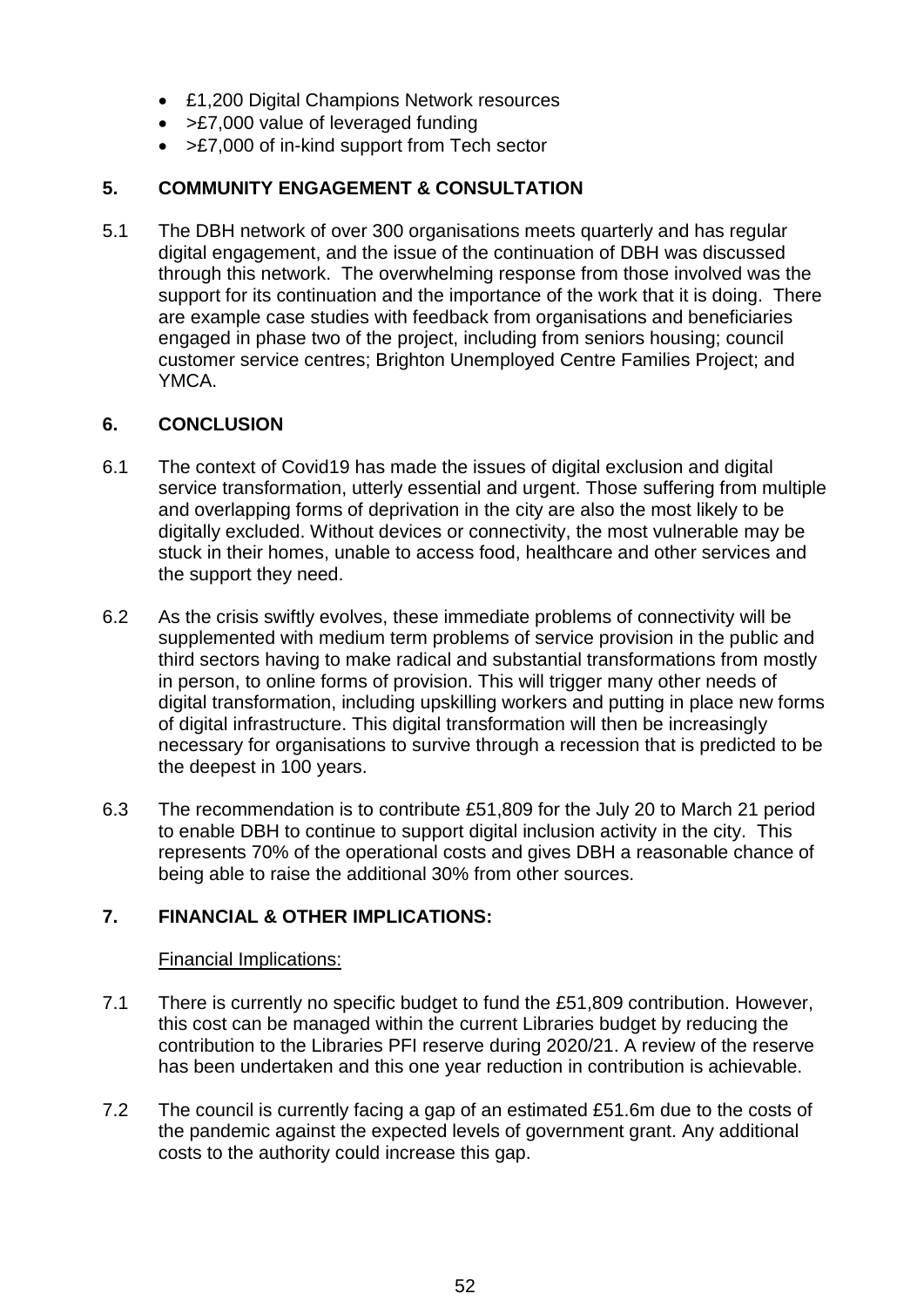- £1,200 Digital Champions Network resources
- >£7,000 value of leveraged funding
- >£7,000 of in-kind support from Tech sector

## 5. COMMUNITY ENGAGEMENT & CONSULTATION

5.1 The DBH network of over 300 organisations meets quarterly and has regular digital engagement, and the issue of the continuation of DBH was discussed through this network. The overwhelming response from those involved was the support for its continuation and the importance of the work that it is doing. There are example case studies with feedback from organisations and beneficiaries engaged in phase two of the project, including from seniors housing; council customer service centres; Brighton Unemployed Centre Families Project; and YMCA.

## 6. CONCLUSION

6.1 The context of Covid19 has made the issues of digital exclusion and digital service transformation, utterly essential and urgent. Those suffering from multiple and overlapping forms of deprivation in the city are also the most likely to be digitally excluded. Without devices or connectivity, the most vulnerable may be stuck in their homes, unable to access food, healthcare and other services and the support they need.

6.2 As the crisis swiftly evolves, these immediate problems of connectivity will be supplemented with medium term problems of service provision in the public and third sectors having to make radical and substantial transformations from mostly in person, to online forms of provision. This will trigger many other needs of digital transformation, including upskilling workers and putting in place new forms of digital infrastructure. This digital transformation will then be increasingly necessary for organisations to survive through a recession that is predicted to be the deepest in 100 years.

6.3 The recommendation is to contribute £51,809 for the July 20 to March 21 period to enable DBH to continue to support digital inclusion activity in the city. This represents 70% of the operational costs and gives DBH a reasonable chance of being able to raise the additional 30% from other sources.

## 7. FINANCIAL & OTHER IMPLICATIONS:

Financial Implications:

7.1 There is currently no specific budget to fund the £51,809 contribution. However, this cost can be managed within the current Libraries budget by reducing the contribution to the Libraries PFI reserve during 2020/21. A review of the reserve has been undertaken and this one year reduction in contribution is achievable.

7.2 The council is currently facing a gap of an estimated £51.6m due to the costs of the pandemic against the expected levels of government grant. Any additional costs to the authority could increase this gap.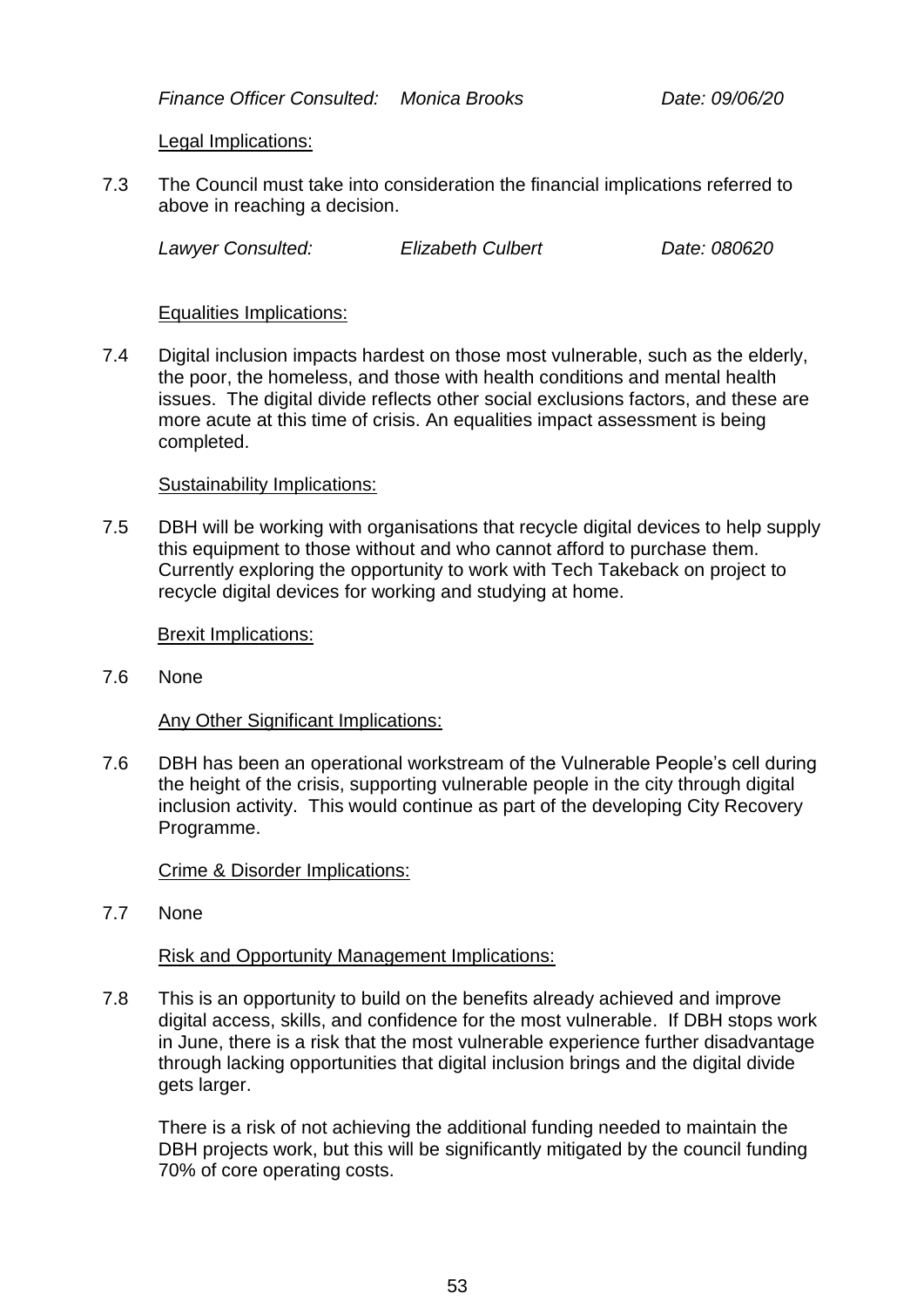*Finance Officer Consulted: Monica Brooks Date: 09/06/20*

Legal Implications:

7.3 The Council must take into consideration the financial implications referred to above in reaching a decision.

*Lawyer Consulted: Elizabeth Culbert Date: 080620*

Equalities Implications:

7.4 Digital inclusion impacts hardest on those most vulnerable, such as the elderly, the poor, the homeless, and those with health conditions and mental health issues. The digital divide reflects other social exclusions factors, and these are more acute at this time of crisis. An equalities impact assessment is being completed.

Sustainability Implications:

7.5 DBH will be working with organisations that recycle digital devices to help supply this equipment to those without and who cannot afford to purchase them. Currently exploring the opportunity to work with Tech Takeback on project to recycle digital devices for working and studying at home.

Brexit Implications:

7.6 None

Any Other Significant Implications:

7.6 DBH has been an operational workstream of the Vulnerable People's cell during the height of the crisis, supporting vulnerable people in the city through digital inclusion activity. This would continue as part of the developing City Recovery Programme.

Crime & Disorder Implications:

7.7 None

Risk and Opportunity Management Implications:

7.8 This is an opportunity to build on the benefits already achieved and improve digital access, skills, and confidence for the most vulnerable. If DBH stops work in June, there is a risk that the most vulnerable experience further disadvantage through lacking opportunities that digital inclusion brings and the digital divide gets larger.

There is a risk of not achieving the additional funding needed to maintain the DBH projects work, but this will be significantly mitigated by the council funding 70% of core operating costs.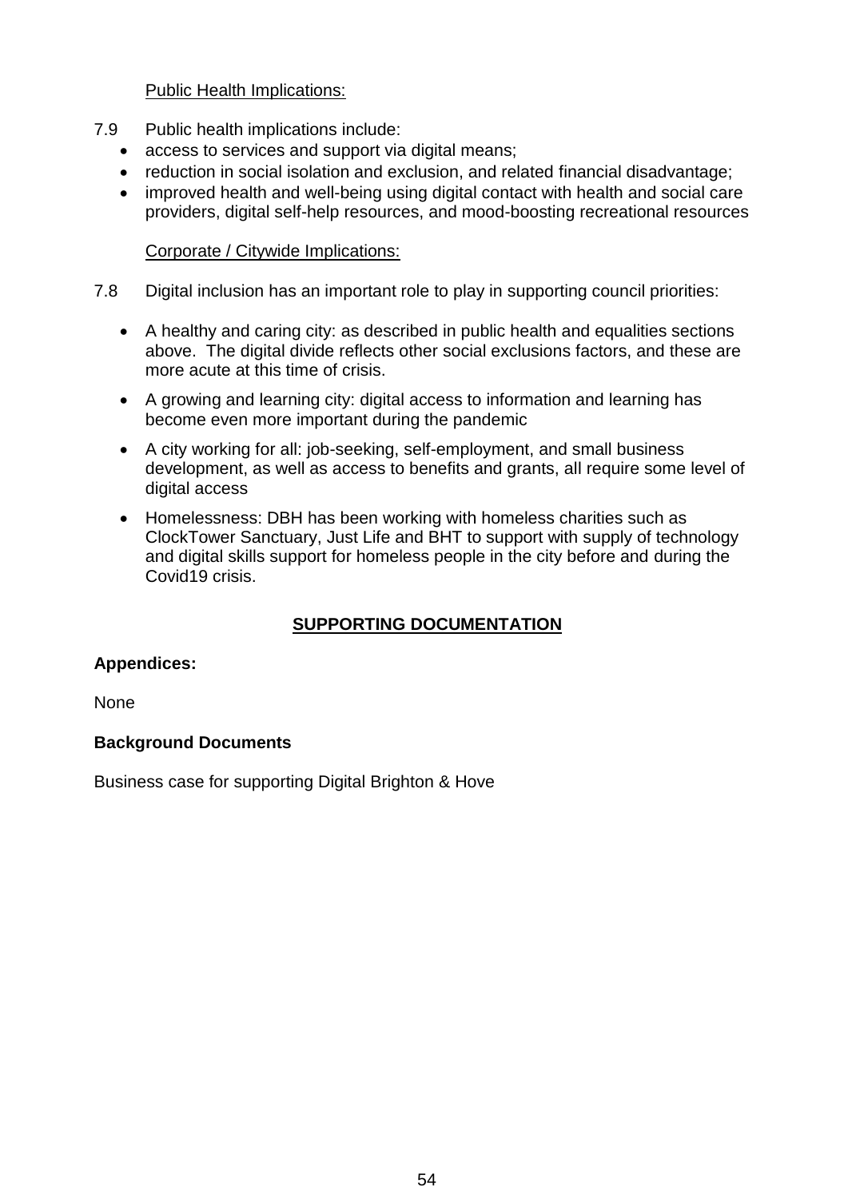Public Health Implications:

7.9 Public health implications include:

- access to services and support via digital means;
- reduction in social isolation and exclusion, and related financial disadvantage;
- improved health and well-being using digital contact with health and social care providers, digital self-help resources, and mood-boosting recreational resources

Corporate / Citywide Implications:

7.8 Digital inclusion has an important role to play in supporting council priorities:

- A healthy and caring city: as described in public health and equalities sections above. The digital divide reflects other social exclusions factors, and these are more acute at this time of crisis.
- A growing and learning city: digital access to information and learning has become even more important during the pandemic
- A city working for all: job-seeking, self-employment, and small business development, as well as access to benefits and grants, all require some level of digital access
- Homelessness: DBH has been working with homeless charities such as ClockTower Sanctuary, Just Life and BHT to support with supply of technology and digital skills support for homeless people in the city before and during the Covid19 crisis.

## SUPPORTING DOCUMENTATION

**Appendices:**

None

**Background Documents**

Business case for supporting Digital Brighton & Hove